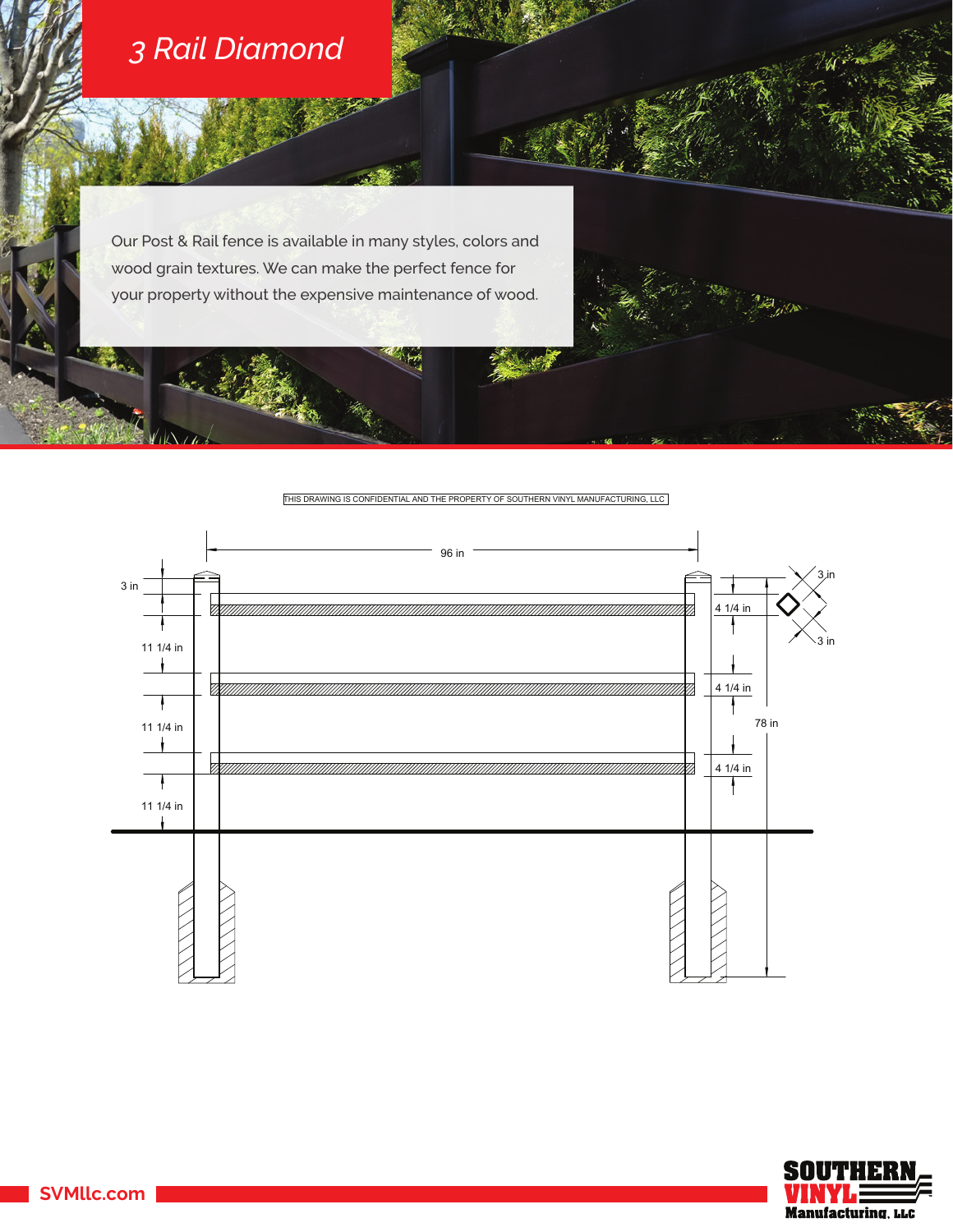# *3 Rail Diamond*

Our Post & Rail fence is available in many styles, colors and wood grain textures. We can make the perfect fence for your property without the expensive maintenance of wood.

THIS DRAWING IS CONFIDENTIAL AND THE PROPERTY OF SOUTHERN VINYL MANUFACTURING, LLC

96 in

3 in

11 1/4 in

11 1/4 in

11 1/4 in

4 1/4 in

4 1/4 in

4 1/4 in

78 in

3 in

3 in

SVMllc.com

SOUTHERN VINYL Manufacturing, LLC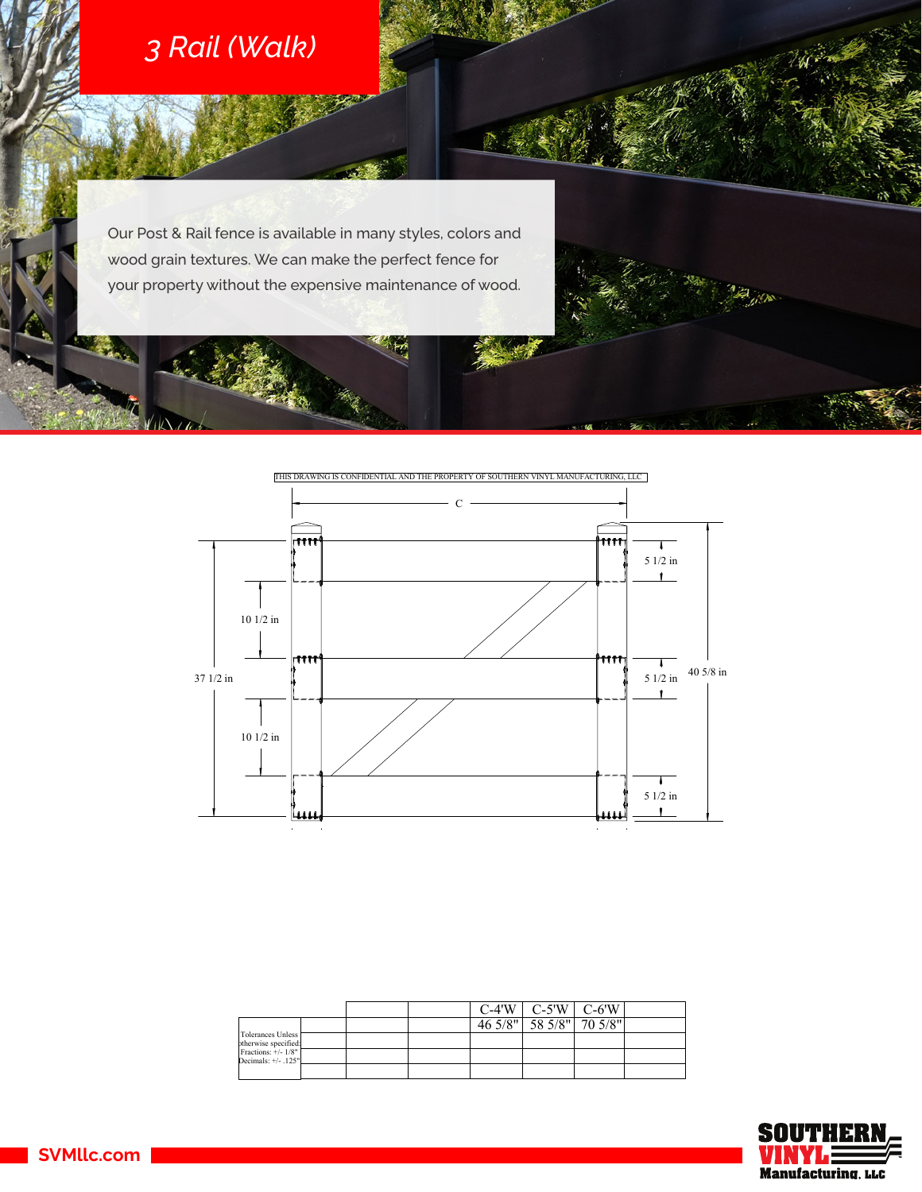# 3 Rail (Walk)

Our Post & Rail fence is available in many styles, colors and wood grain textures. We can make the perfect fence for your property without the expensive maintenance of wood.

THIS DRAWING IS CONFIDENTIAL AND THE PROPERTY OF SOUTHERN VINYL MANUFACTURING, LLC

C

5 1/2 in

10 1/2 in

37 1/2 in

5 1/2 in

40 5/8 in

10 1/2 in

5 1/2 in

| | | | | C-4'W | C-5'W | C-6'W | |
|---|---|---|---|---|---|---|---|
| Tolerances Unless otherwise specified: Fractions: +/- 1/8" Decimals: +/- .125" | | | | 46 5/8" | 58 5/8" | 70 5/8" | |
| | | | | | | | |
| | | | | | | | |
| | | | | | | | |

SVMllc.com

SOUTHERN VINYL Manufacturing, LLC